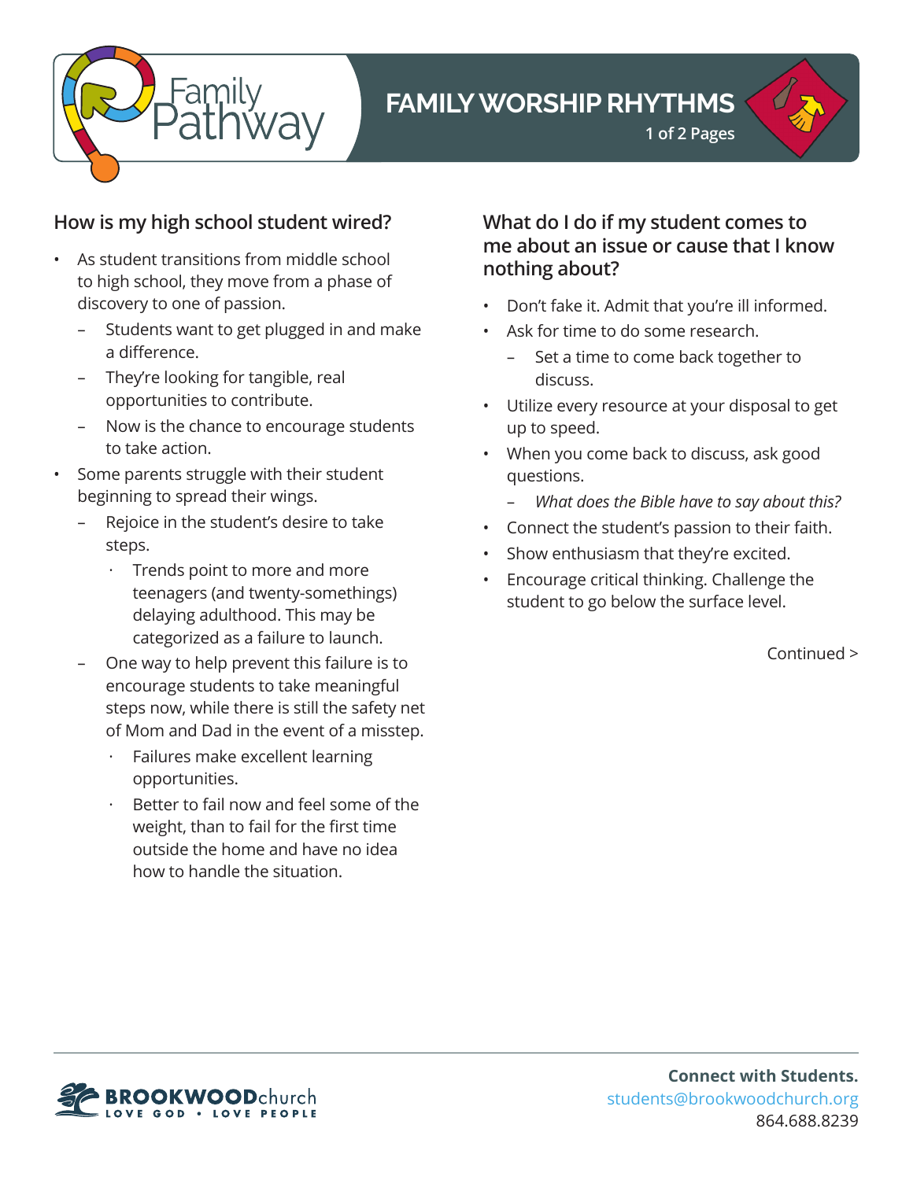# FAMILY WORSHIP RHYTHMS

## How is my high school student wired?

- As student transitions from middle school to high school, they move from a phase of discovery to one of passion.
  - Students want to get plugged in and make a difference.
  - They're looking for tangible, real opportunities to contribute.
  - Now is the chance to encourage students to take action.
- Some parents struggle with their student beginning to spread their wings.
  - Rejoice in the student's desire to take steps.
    - Trends point to more and more teenagers (and twenty-somethings) delaying adulthood. This may be categorized as a failure to launch.
  - One way to help prevent this failure is to encourage students to take meaningful steps now, while there is still the safety net of Mom and Dad in the event of a misstep.
    - Failures make excellent learning opportunities.
    - Better to fail now and feel some of the weight, than to fail for the first time outside the home and have no idea how to handle the situation.

## What do I do if my student comes to me about an issue or cause that I know nothing about?

- Don't fake it. Admit that you're ill informed.
- Ask for time to do some research.
  - Set a time to come back together to discuss.
- Utilize every resource at your disposal to get up to speed.
- When you come back to discuss, ask good questions.
  - *What does the Bible have to say about this?*
- Connect the student's passion to their faith.
- Show enthusiasm that they're excited.
- Encourage critical thinking. Challenge the student to go below the surface level.

Continued >

**Connect with Students.**
students@brookwoodchurch.org
864.688.8239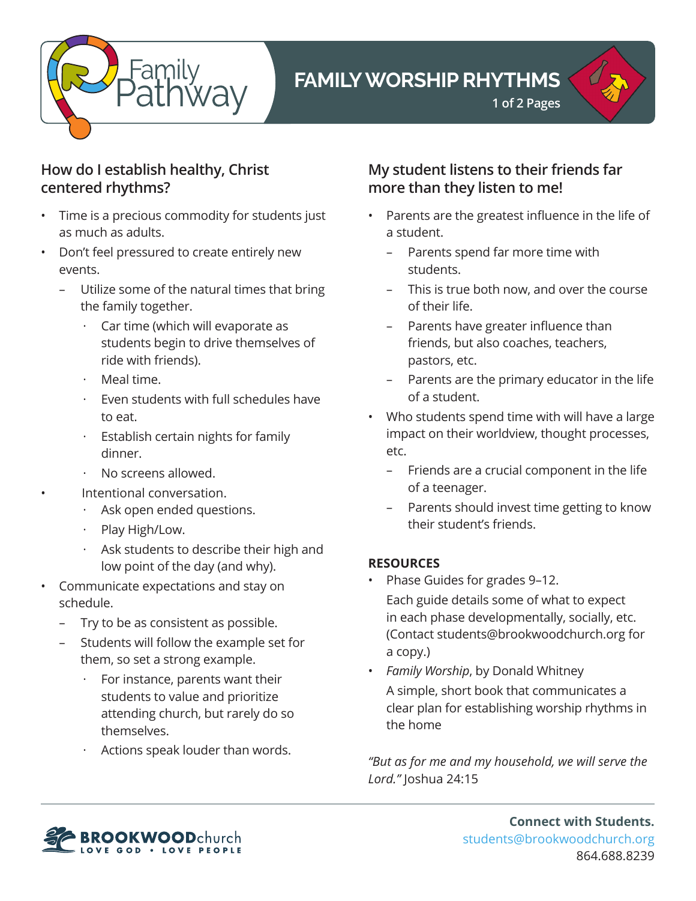# FAMILY WORSHIP RHYTHMS

## How do I establish healthy, Christ centered rhythms?

- Time is a precious commodity for students just as much as adults.
- Don't feel pressured to create entirely new events.
  - Utilize some of the natural times that bring the family together.
    - Car time (which will evaporate as students begin to drive themselves of ride with friends).
    - Meal time.
    - Even students with full schedules have to eat.
    - Establish certain nights for family dinner.
    - No screens allowed.
- Intentional conversation.
  - Ask open ended questions.
  - Play High/Low.
  - Ask students to describe their high and low point of the day (and why).
- Communicate expectations and stay on schedule.
  - Try to be as consistent as possible.
  - Students will follow the example set for them, so set a strong example.
    - For instance, parents want their students to value and prioritize attending church, but rarely do so themselves.
    - Actions speak louder than words.

## My student listens to their friends far more than they listen to me!

- Parents are the greatest influence in the life of a student.
  - Parents spend far more time with students.
  - This is true both now, and over the course of their life.
  - Parents have greater influence than friends, but also coaches, teachers, pastors, etc.
  - Parents are the primary educator in the life of a student.
- Who students spend time with will have a large impact on their worldview, thought processes, etc.
  - Friends are a crucial component in the life of a teenager.
  - Parents should invest time getting to know their student's friends.

**RESOURCES**

- Phase Guides for grades 9–12.

  Each guide details some of what to expect in each phase developmentally, socially, etc. (Contact students@brookwoodchurch.org for a copy.)
- *Family Worship*, by Donald Whitney

  A simple, short book that communicates a clear plan for establishing worship rhythms in the home

*"But as for me and my household, we will serve the Lord."* Joshua 24:15

**Connect with Students.**
students@brookwoodchurch.org
864.688.8239